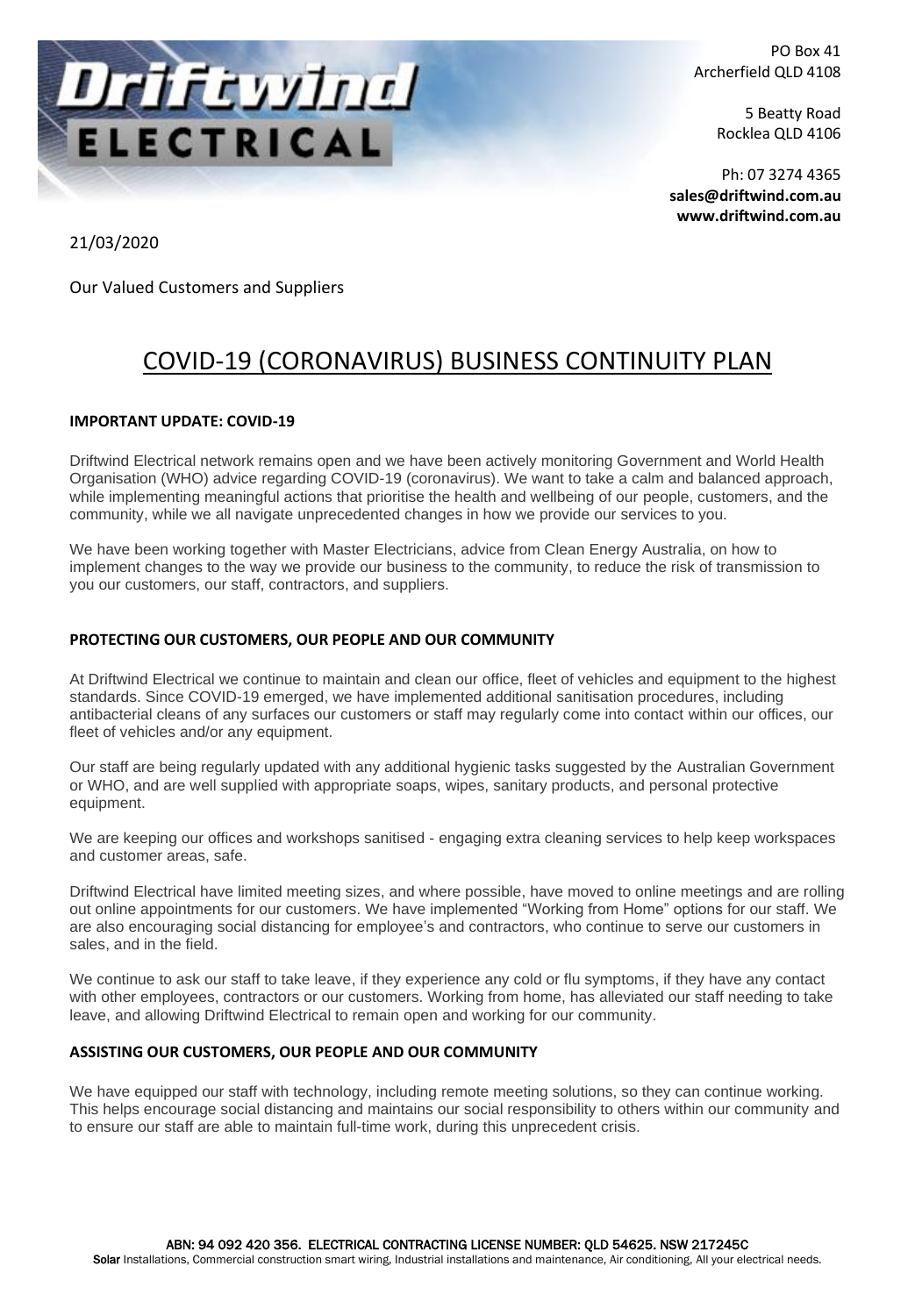PO Box 41
Archerfield QLD 4108

5 Beatty Road
Rocklea QLD 4106

Ph: 07 3274 4365
**sales@driftwind.com.au**
**www.driftwind.com.au**

21/03/2020

Our Valued Customers and Suppliers

# COVID-19 (CORONAVIRUS) BUSINESS CONTINUITY PLAN

**IMPORTANT UPDATE: COVID-19**

Driftwind Electrical network remains open and we have been actively monitoring Government and World Health Organisation (WHO) advice regarding COVID-19 (coronavirus). We want to take a calm and balanced approach, while implementing meaningful actions that prioritise the health and wellbeing of our people, customers, and the community, while we all navigate unprecedented changes in how we provide our services to you.

We have been working together with Master Electricians, advice from Clean Energy Australia, on how to implement changes to the way we provide our business to the community, to reduce the risk of transmission to you our customers, our staff, contractors, and suppliers.

**PROTECTING OUR CUSTOMERS, OUR PEOPLE AND OUR COMMUNITY**

At Driftwind Electrical we continue to maintain and clean our office, fleet of vehicles and equipment to the highest standards. Since COVID-19 emerged, we have implemented additional sanitisation procedures, including antibacterial cleans of any surfaces our customers or staff may regularly come into contact within our offices, our fleet of vehicles and/or any equipment.

Our staff are being regularly updated with any additional hygienic tasks suggested by the Australian Government or WHO, and are well supplied with appropriate soaps, wipes, sanitary products, and personal protective equipment.

We are keeping our offices and workshops sanitised - engaging extra cleaning services to help keep workspaces and customer areas, safe.

Driftwind Electrical have limited meeting sizes, and where possible, have moved to online meetings and are rolling out online appointments for our customers. We have implemented "Working from Home" options for our staff. We are also encouraging social distancing for employee's and contractors, who continue to serve our customers in sales, and in the field.

We continue to ask our staff to take leave, if they experience any cold or flu symptoms, if they have any contact with other employees, contractors or our customers. Working from home, has alleviated our staff needing to take leave, and allowing Driftwind Electrical to remain open and working for our community.

**ASSISTING OUR CUSTOMERS, OUR PEOPLE AND OUR COMMUNITY**

We have equipped our staff with technology, including remote meeting solutions, so they can continue working. This helps encourage social distancing and maintains our social responsibility to others within our community and to ensure our staff are able to maintain full-time work, during this unprecedent crisis.

ABN: 94 092 420 356. ELECTRICAL CONTRACTING LICENSE NUMBER: QLD 54625. NSW 217245C
**Solar** Installations, Commercial construction smart wiring, Industrial installations and maintenance, Air conditioning, All your electrical needs.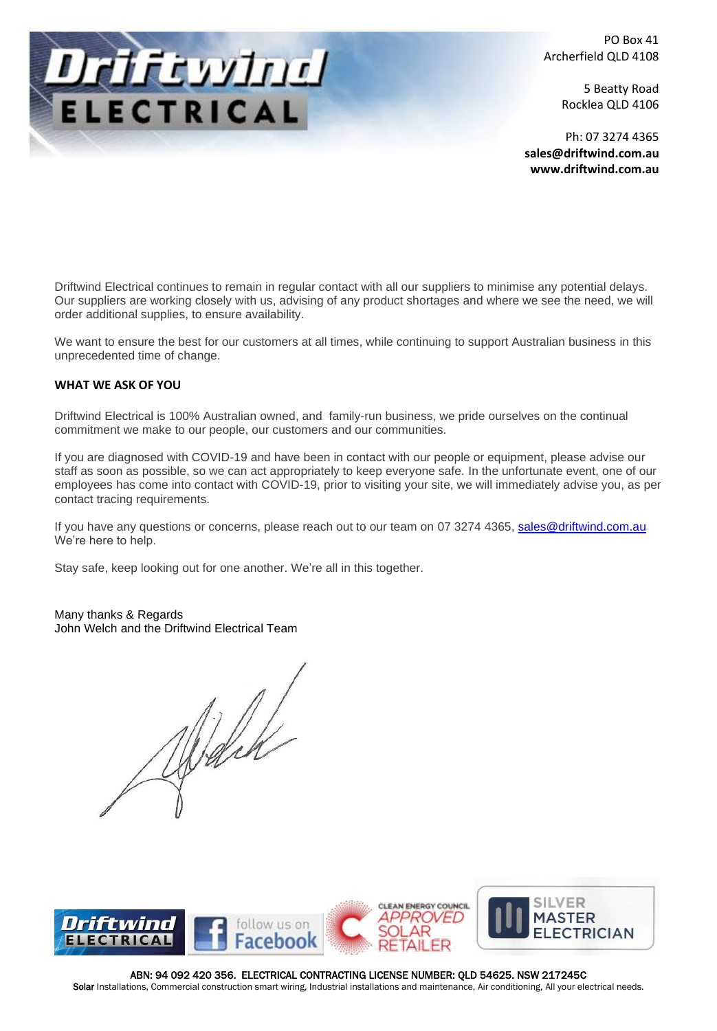PO Box 41
Archerfield QLD 4108

5 Beatty Road
Rocklea QLD 4106

Ph: 07 3274 4365
**sales@driftwind.com.au**
**www.driftwind.com.au**

Driftwind Electrical continues to remain in regular contact with all our suppliers to minimise any potential delays. Our suppliers are working closely with us, advising of any product shortages and where we see the need, we will order additional supplies, to ensure availability.

We want to ensure the best for our customers at all times, while continuing to support Australian business in this unprecedented time of change.

**WHAT WE ASK OF YOU**

Driftwind Electrical is 100% Australian owned, and family-run business, we pride ourselves on the continual commitment we make to our people, our customers and our communities.

If you are diagnosed with COVID-19 and have been in contact with our people or equipment, please advise our staff as soon as possible, so we can act appropriately to keep everyone safe. In the unfortunate event, one of our employees has come into contact with COVID-19, prior to visiting your site, we will immediately advise you, as per contact tracing requirements.

If you have any questions or concerns, please reach out to our team on 07 3274 4365, sales@driftwind.com.au
We're here to help.

Stay safe, keep looking out for one another. We're all in this together.

Many thanks & Regards
John Welch and the Driftwind Electrical Team

ABN: 94 092 420 356. ELECTRICAL CONTRACTING LICENSE NUMBER: QLD 54625. NSW 217245C
Solar Installations, Commercial construction smart wiring, Industrial installations and maintenance, Air conditioning, All your electrical needs.